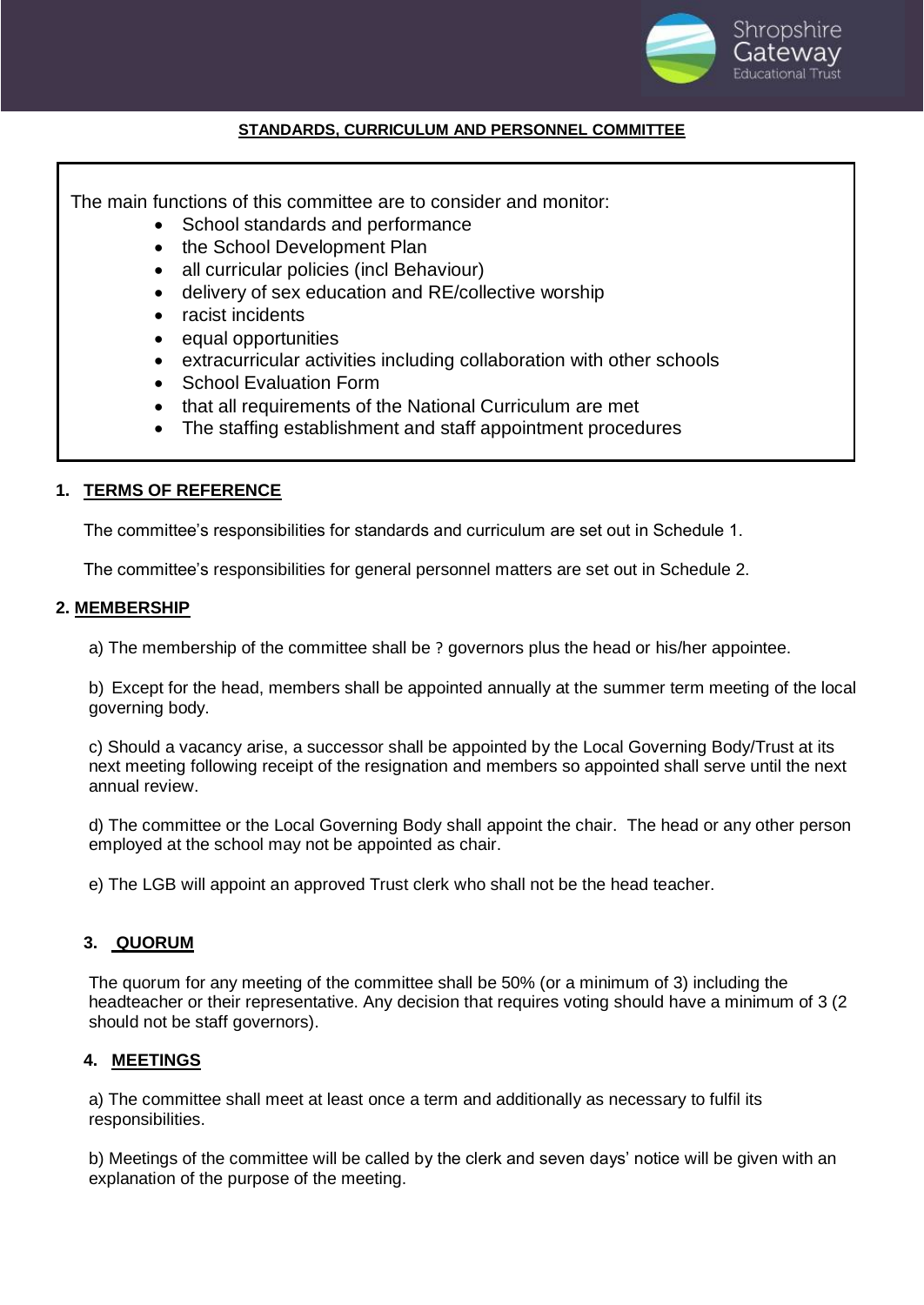**STANDARDS, CURRICULUM AND PERSONNEL COMMITTEE**

The main functions of this committee are to consider and monitor:

- School standards and performance
- the School Development Plan
- all curricular policies (incl Behaviour)
- delivery of sex education and RE/collective worship
- racist incidents
- equal opportunities
- extracurricular activities including collaboration with other schools
- School Evaluation Form
- that all requirements of the National Curriculum are met
- The staffing establishment and staff appointment procedures

## 1. TERMS OF REFERENCE

The committee's responsibilities for standards and curriculum are set out in Schedule 1.

The committee's responsibilities for general personnel matters are set out in Schedule 2.

## 2. MEMBERSHIP

a) The membership of the committee shall be ? governors plus the head or his/her appointee.

b) Except for the head, members shall be appointed annually at the summer term meeting of the local governing body.

c) Should a vacancy arise, a successor shall be appointed by the Local Governing Body/Trust at its next meeting following receipt of the resignation and members so appointed shall serve until the next annual review.

d) The committee or the Local Governing Body shall appoint the chair. The head or any other person employed at the school may not be appointed as chair.

e) The LGB will appoint an approved Trust clerk who shall not be the head teacher.

## 3. QUORUM

The quorum for any meeting of the committee shall be 50% (or a minimum of 3) including the headteacher or their representative. Any decision that requires voting should have a minimum of 3 (2 should not be staff governors).

## 4. MEETINGS

a) The committee shall meet at least once a term and additionally as necessary to fulfil its responsibilities.

b) Meetings of the committee will be called by the clerk and seven days' notice will be given with an explanation of the purpose of the meeting.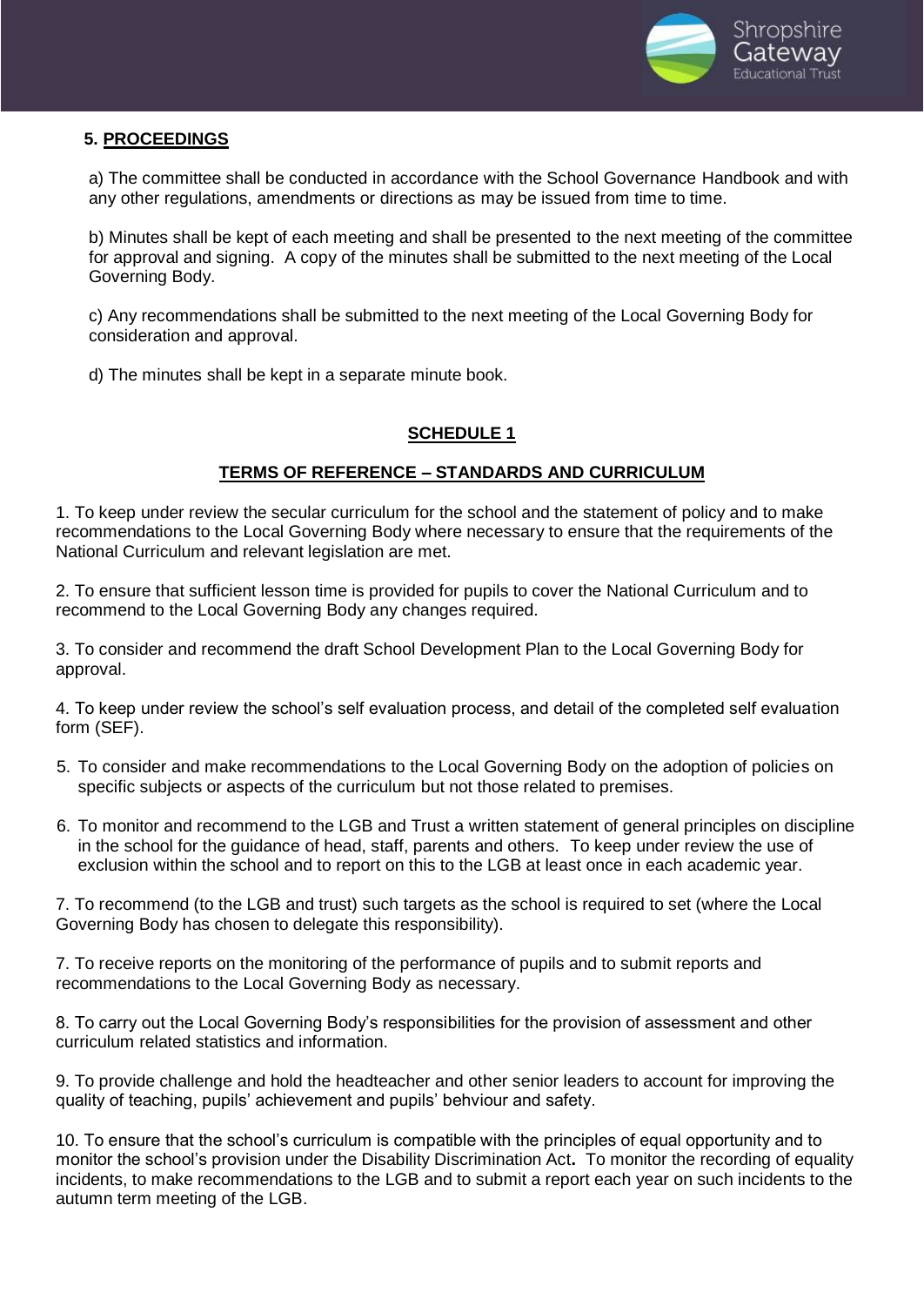## 5. PROCEEDINGS

a) The committee shall be conducted in accordance with the School Governance Handbook and with any other regulations, amendments or directions as may be issued from time to time.

b) Minutes shall be kept of each meeting and shall be presented to the next meeting of the committee for approval and signing. A copy of the minutes shall be submitted to the next meeting of the Local Governing Body.

c) Any recommendations shall be submitted to the next meeting of the Local Governing Body for consideration and approval.

d) The minutes shall be kept in a separate minute book.

## SCHEDULE 1

### TERMS OF REFERENCE – STANDARDS AND CURRICULUM

1. To keep under review the secular curriculum for the school and the statement of policy and to make recommendations to the Local Governing Body where necessary to ensure that the requirements of the National Curriculum and relevant legislation are met.

2. To ensure that sufficient lesson time is provided for pupils to cover the National Curriculum and to recommend to the Local Governing Body any changes required.

3. To consider and recommend the draft School Development Plan to the Local Governing Body for approval.

4. To keep under review the school's self evaluation process, and detail of the completed self evaluation form (SEF).

5. To consider and make recommendations to the Local Governing Body on the adoption of policies on specific subjects or aspects of the curriculum but not those related to premises.

6. To monitor and recommend to the LGB and Trust a written statement of general principles on discipline in the school for the guidance of head, staff, parents and others. To keep under review the use of exclusion within the school and to report on this to the LGB at least once in each academic year.

7. To recommend (to the LGB and trust) such targets as the school is required to set (where the Local Governing Body has chosen to delegate this responsibility).

7. To receive reports on the monitoring of the performance of pupils and to submit reports and recommendations to the Local Governing Body as necessary.

8. To carry out the Local Governing Body's responsibilities for the provision of assessment and other curriculum related statistics and information.

9. To provide challenge and hold the headteacher and other senior leaders to account for improving the quality of teaching, pupils' achievement and pupils' behviour and safety.

10. To ensure that the school's curriculum is compatible with the principles of equal opportunity and to monitor the school's provision under the Disability Discrimination Act**.** To monitor the recording of equality incidents, to make recommendations to the LGB and to submit a report each year on such incidents to the autumn term meeting of the LGB.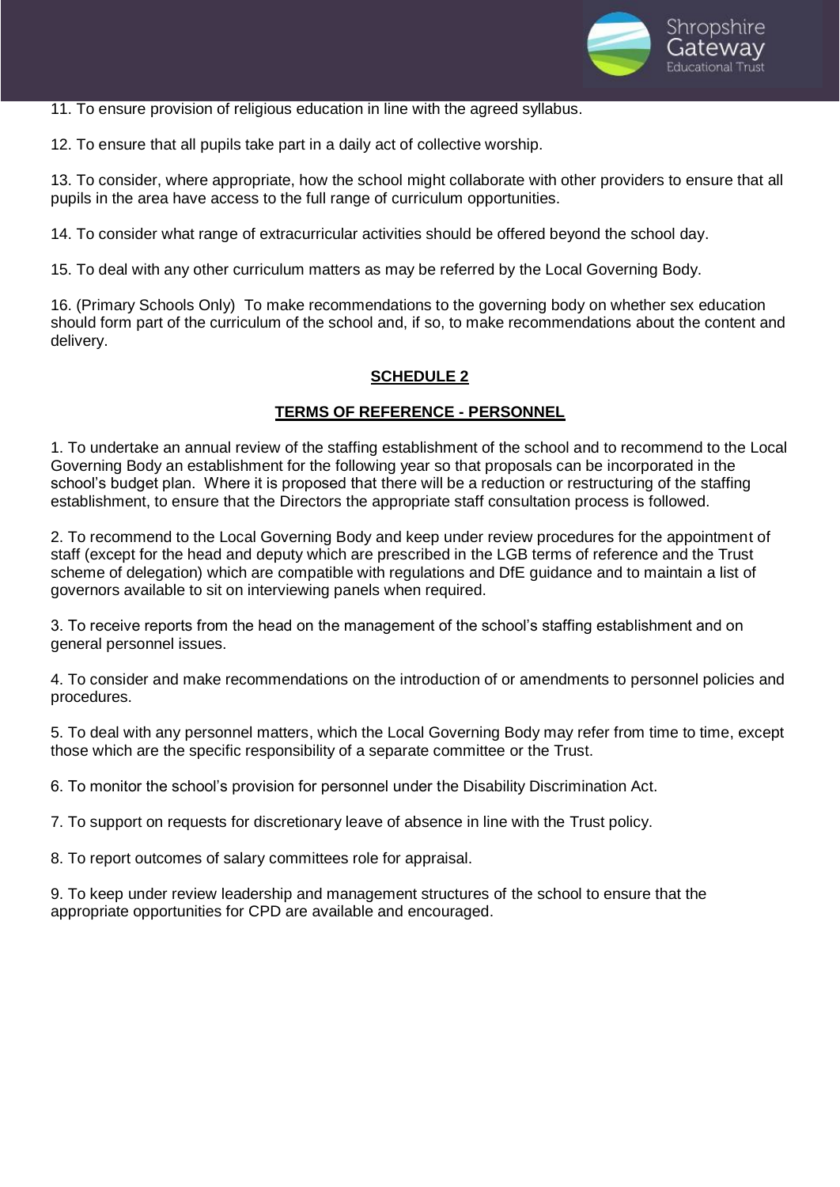11. To ensure provision of religious education in line with the agreed syllabus.

12. To ensure that all pupils take part in a daily act of collective worship.

13. To consider, where appropriate, how the school might collaborate with other providers to ensure that all pupils in the area have access to the full range of curriculum opportunities.

14. To consider what range of extracurricular activities should be offered beyond the school day.

15. To deal with any other curriculum matters as may be referred by the Local Governing Body.

16. (Primary Schools Only) To make recommendations to the governing body on whether sex education should form part of the curriculum of the school and, if so, to make recommendations about the content and delivery.

## SCHEDULE 2

## TERMS OF REFERENCE - PERSONNEL

1. To undertake an annual review of the staffing establishment of the school and to recommend to the Local Governing Body an establishment for the following year so that proposals can be incorporated in the school's budget plan. Where it is proposed that there will be a reduction or restructuring of the staffing establishment, to ensure that the Directors the appropriate staff consultation process is followed.

2. To recommend to the Local Governing Body and keep under review procedures for the appointment of staff (except for the head and deputy which are prescribed in the LGB terms of reference and the Trust scheme of delegation) which are compatible with regulations and DfE guidance and to maintain a list of governors available to sit on interviewing panels when required.

3. To receive reports from the head on the management of the school's staffing establishment and on general personnel issues.

4. To consider and make recommendations on the introduction of or amendments to personnel policies and procedures.

5. To deal with any personnel matters, which the Local Governing Body may refer from time to time, except those which are the specific responsibility of a separate committee or the Trust.

6. To monitor the school's provision for personnel under the Disability Discrimination Act.

7. To support on requests for discretionary leave of absence in line with the Trust policy.

8. To report outcomes of salary committees role for appraisal.

9. To keep under review leadership and management structures of the school to ensure that the appropriate opportunities for CPD are available and encouraged.